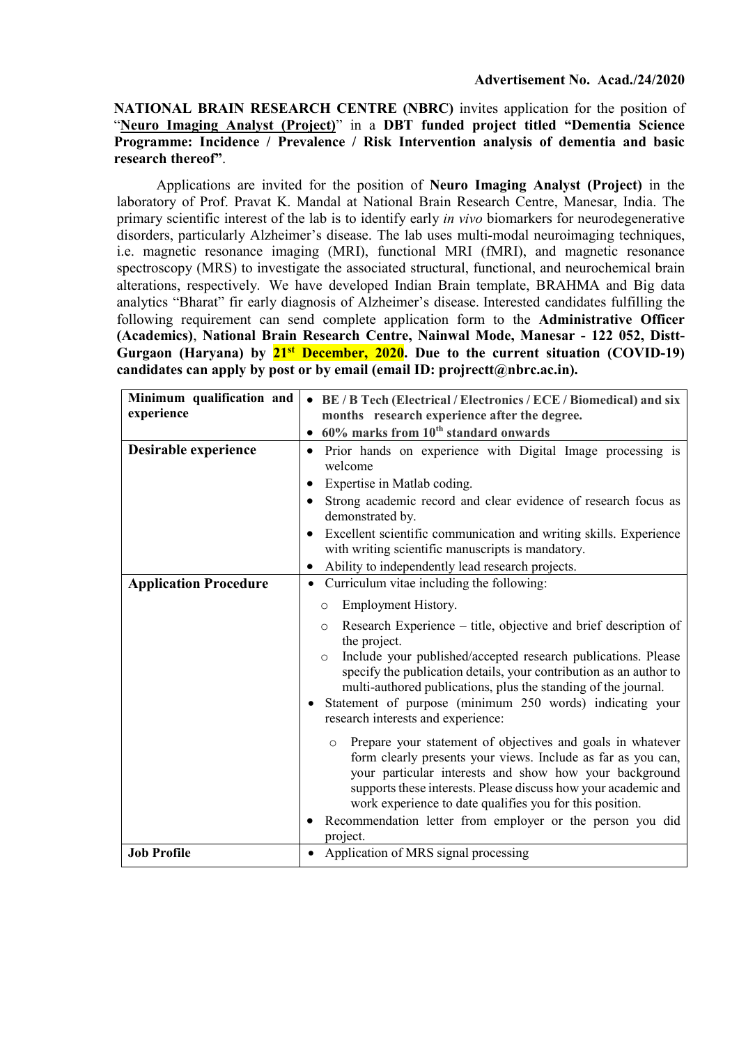**Advertisement No. Acad./24/2020**

**NATIONAL BRAIN RESEARCH CENTRE (NBRC)** invites application for the position of "**Neuro Imaging Analyst (Project)**" in a **DBT funded project titled "Dementia Science Programme: Incidence / Prevalence / Risk Intervention analysis of dementia and basic research thereof"**.

Applications are invited for the position of **Neuro Imaging Analyst (Project)** in the laboratory of Prof. Pravat K. Mandal at National Brain Research Centre, Manesar, India. The primary scientific interest of the lab is to identify early *in vivo* biomarkers for neurodegenerative disorders, particularly Alzheimer's disease. The lab uses multi-modal neuroimaging techniques, i.e. magnetic resonance imaging (MRI), functional MRI (fMRI), and magnetic resonance spectroscopy (MRS) to investigate the associated structural, functional, and neurochemical brain alterations, respectively. We have developed Indian Brain template, BRAHMA and Big data analytics "Bharat" fir early diagnosis of Alzheimer's disease. Interested candidates fulfilling the following requirement can send complete application form to the **Administrative Officer (Academics)**, **National Brain Research Centre, Nainwal Mode, Manesar - 122 052, Distt-Gurgaon (Haryana) by 21st December, 2020. Due to the current situation (COVID-19) candidates can apply by post or by email (email ID: projrectt@nbrc.ac.in).**

| | |
|---|---|
| **Minimum qualification and experience** | • **BE / B Tech (Electrical / Electronics / ECE / Biomedical) and six months research experience after the degree.**<br>• **60% marks from 10th standard onwards** |
| **Desirable experience** | • Prior hands on experience with Digital Image processing is welcome<br>• Expertise in Matlab coding.<br>• Strong academic record and clear evidence of research focus as demonstrated by.<br>• Excellent scientific communication and writing skills. Experience with writing scientific manuscripts is mandatory.<br>• Ability to independently lead research projects. |
| **Application Procedure** | • Curriculum vitae including the following:<br>&nbsp;&nbsp;○ Employment History.<br>&nbsp;&nbsp;○ Research Experience – title, objective and brief description of the project.<br>&nbsp;&nbsp;○ Include your published/accepted research publications. Please specify the publication details, your contribution as an author to multi-authored publications, plus the standing of the journal.<br>• Statement of purpose (minimum 250 words) indicating your research interests and experience:<br>&nbsp;&nbsp;○ Prepare your statement of objectives and goals in whatever form clearly presents your views. Include as far as you can, your particular interests and show how your background supports these interests. Please discuss how your academic and work experience to date qualifies you for this position.<br>• Recommendation letter from employer or the person you did project. |
| **Job Profile** | • Application of MRS signal processing |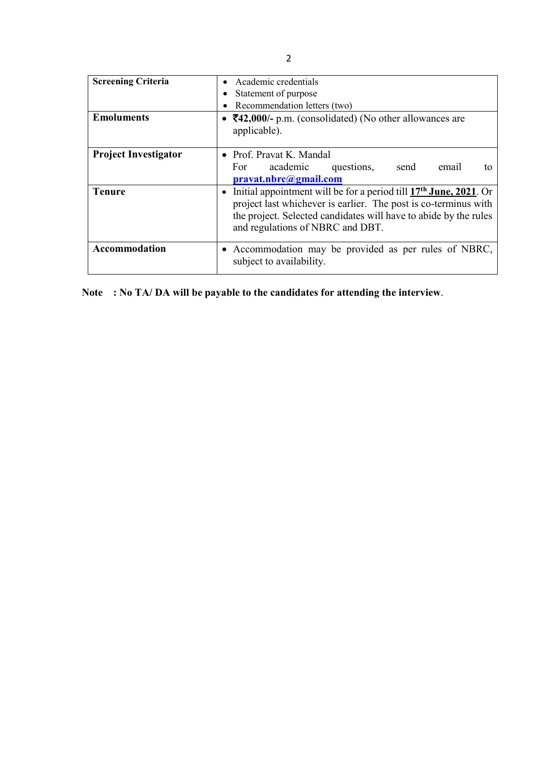| | |
|---|---|
| **Screening Criteria** | • Academic credentials<br>• Statement of purpose<br>• Recommendation letters (two) |
| **Emoluments** | • **₹42,000/-** p.m. (consolidated) (No other allowances are applicable). |
| **Project Investigator** | • Prof. Pravat K. Mandal<br>For academic questions, send email to **pravat.nbrc@gmail.com** |
| **Tenure** | • Initial appointment will be for a period till **17th June, 2021**. Or project last whichever is earlier. The post is co-terminus with the project. Selected candidates will have to abide by the rules and regulations of NBRC and DBT. |
| **Accommodation** | • Accommodation may be provided as per rules of NBRC, subject to availability. |

**Note : No TA/ DA will be payable to the candidates for attending the interview**.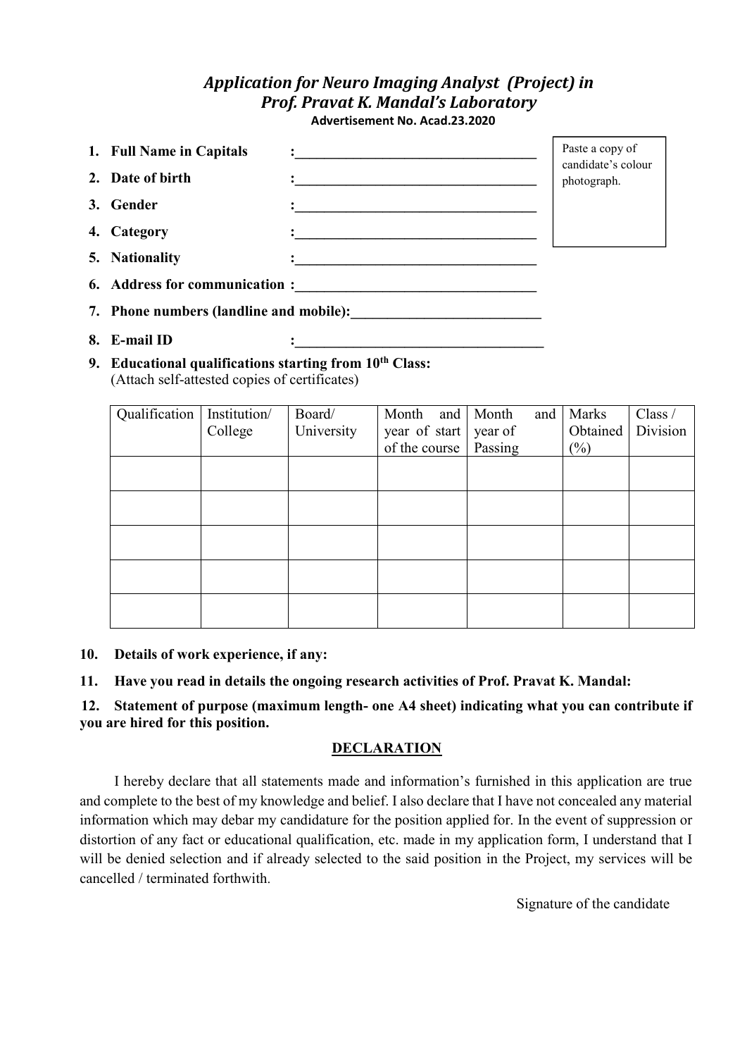# *Application for Neuro Imaging Analyst (Project) in Prof. Pravat K. Mandal's Laboratory*

**Advertisement No. Acad.23.2020**

Paste a copy of candidate's colour photograph.

1. **Full Name in Capitals** :___________________________________
2. **Date of birth** :___________________________________
3. **Gender** :___________________________________
4. **Category** :___________________________________
5. **Nationality** :___________________________________
6. **Address for communication** :___________________________________
7. **Phone numbers (landline and mobile):**___________________________
8. **E-mail ID** :___________________________________
9. **Educational qualifications starting from 10th Class:**
   (Attach self-attested copies of certificates)

| Qualification | Institution/ College | Board/ University | Month and year of start of the course | Month and year of Passing | Marks Obtained (%) | Class / Division |
|---|---|---|---|---|---|---|
| | | | | | | |
| | | | | | | |
| | | | | | | |
| | | | | | | |
| | | | | | | |

**10. Details of work experience, if any:**

**11. Have you read in details the ongoing research activities of Prof. Pravat K. Mandal:**

**12. Statement of purpose (maximum length- one A4 sheet) indicating what you can contribute if you are hired for this position.**

## DECLARATION

I hereby declare that all statements made and information's furnished in this application are true and complete to the best of my knowledge and belief. I also declare that I have not concealed any material information which may debar my candidature for the position applied for. In the event of suppression or distortion of any fact or educational qualification, etc. made in my application form, I understand that I will be denied selection and if already selected to the said position in the Project, my services will be cancelled / terminated forthwith.

Signature of the candidate